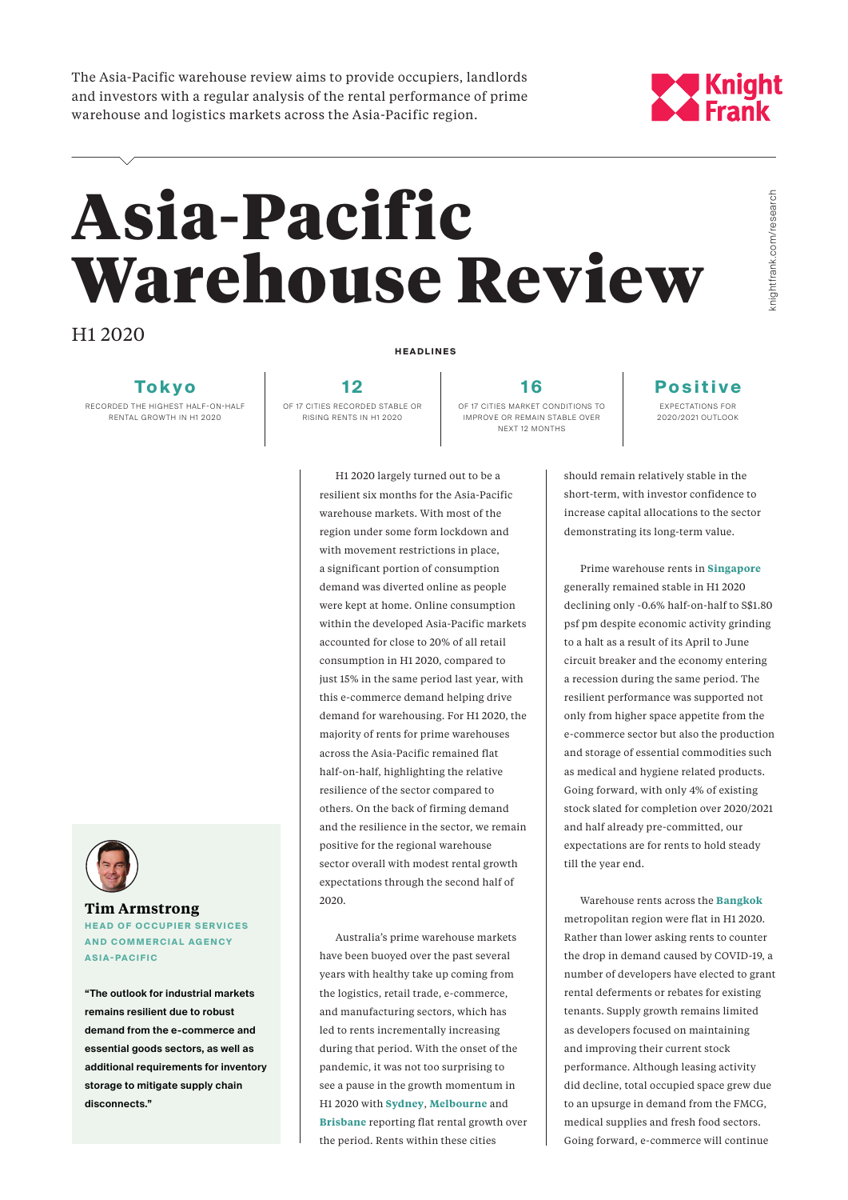The Asia-Pacific warehouse review aims to provide occupiers, landlords and investors with a regular analysis of the rental performance of prime warehouse and logistics markets across the Asia-Pacific region.

# Asia-Pacific Warehouse Review

H1 2020

**HEADLINES**

| **Tokyo** | **12** | **16** | **Positive** |
|---|---|---|---|
| RECORDED THE HIGHEST HALF-ON-HALF RENTAL GROWTH IN H1 2020 | OF 17 CITIES RECORDED STABLE OR RISING RENTS IN H1 2020 | OF 17 CITIES MARKET CONDITIONS TO IMPROVE OR REMAIN STABLE OVER NEXT 12 MONTHS | EXPECTATIONS FOR 2020/2021 OUTLOOK |

H1 2020 largely turned out to be a resilient six months for the Asia-Pacific warehouse markets. With most of the region under some form lockdown and with movement restrictions in place, a significant portion of consumption demand was diverted online as people were kept at home. Online consumption within the developed Asia-Pacific markets accounted for close to 20% of all retail consumption in H1 2020, compared to just 15% in the same period last year, with this e-commerce demand helping drive demand for warehousing. For H1 2020, the majority of rents for prime warehouses across the Asia-Pacific remained flat half-on-half, highlighting the relative resilience of the sector compared to others. On the back of firming demand and the resilience in the sector, we remain positive for the regional warehouse sector overall with modest rental growth expectations through the second half of 2020.

Australia's prime warehouse markets have been buoyed over the past several years with healthy take up coming from the logistics, retail trade, e-commerce, and manufacturing sectors, which has led to rents incrementally increasing during that period. With the onset of the pandemic, it was not too surprising to see a pause in the growth momentum in H1 2020 with **Sydney**, **Melbourne** and **Brisbane** reporting flat rental growth over the period. Rents within these cities should remain relatively stable in the short-term, with investor confidence to increase capital allocations to the sector demonstrating its long-term value.

Prime warehouse rents in **Singapore** generally remained stable in H1 2020 declining only -0.6% half-on-half to S$1.80 psf pm despite economic activity grinding to a halt as a result of its April to June circuit breaker and the economy entering a recession during the same period. The resilient performance was supported not only from higher space appetite from the e-commerce sector but also the production and storage of essential commodities such as medical and hygiene related products. Going forward, with only 4% of existing stock slated for completion over 2020/2021 and half already pre-committed, our expectations are for rents to hold steady till the year end.

Warehouse rents across the **Bangkok** metropolitan region were flat in H1 2020. Rather than lower asking rents to counter the drop in demand caused by COVID-19, a number of developers have elected to grant rental deferments or rebates for existing tenants. Supply growth remains limited as developers focused on maintaining and improving their current stock performance. Although leasing activity did decline, total occupied space grew due to an upsurge in demand from the FMCG, medical supplies and fresh food sectors. Going forward, e-commerce will continue

**Tim Armstrong**
**HEAD OF OCCUPIER SERVICES AND COMMERCIAL AGENCY ASIA-PACIFIC**

**"The outlook for industrial markets remains resilient due to robust demand from the e-commerce and essential goods sectors, as well as additional requirements for inventory storage to mitigate supply chain disconnects."**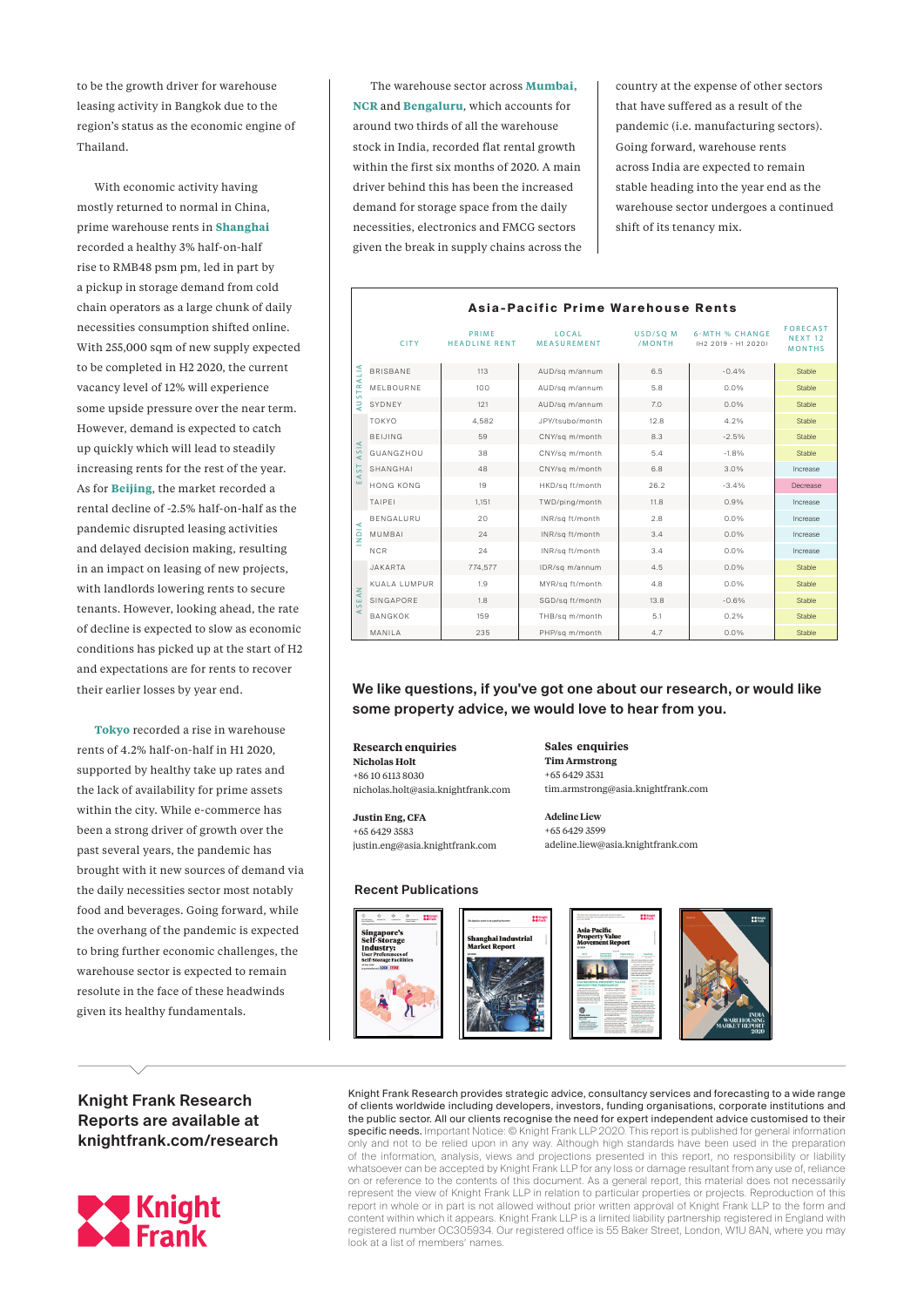to be the growth driver for warehouse leasing activity in Bangkok due to the region's status as the economic engine of Thailand.

With economic activity having mostly returned to normal in China, prime warehouse rents in **Shanghai** recorded a healthy 3% half-on-half rise to RMB48 psm pm, led in part by a pickup in storage demand from cold chain operators as a large chunk of daily necessities consumption shifted online. With 255,000 sqm of new supply expected to be completed in H2 2020, the current vacancy level of 12% will experience some upside pressure over the near term. However, demand is expected to catch up quickly which will lead to steadily increasing rents for the rest of the year. As for **Beijing**, the market recorded a rental decline of -2.5% half-on-half as the pandemic disrupted leasing activities and delayed decision making, resulting in an impact on leasing of new projects, with landlords lowering rents to secure tenants. However, looking ahead, the rate of decline is expected to slow as economic conditions has picked up at the start of H2 and expectations are for rents to recover their earlier losses by year end.

**Tokyo** recorded a rise in warehouse rents of 4.2% half-on-half in H1 2020, supported by healthy take up rates and the lack of availability for prime assets within the city. While e-commerce has been a strong driver of growth over the past several years, the pandemic has brought with it new sources of demand via the daily necessities sector most notably food and beverages. Going forward, while the overhang of the pandemic is expected to bring further economic challenges, the warehouse sector is expected to remain resolute in the face of these headwinds given its healthy fundamentals.

The warehouse sector across **Mumbai, NCR** and **Bengaluru**, which accounts for around two thirds of all the warehouse stock in India, recorded flat rental growth within the first six months of 2020. A main driver behind this has been the increased demand for storage space from the daily necessities, electronics and FMCG sectors given the break in supply chains across the country at the expense of other sectors that have suffered as a result of the pandemic (i.e. manufacturing sectors). Going forward, warehouse rents across India are expected to remain stable heading into the year end as the warehouse sector undergoes a continued shift of its tenancy mix.

**Asia-Pacific Prime Warehouse Rents**

| | City | Prime Headline Rent | Local Measurement | USD/sq m /month | 6-mth % change (H2 2019 - H1 2020) | Forecast next 12 months |
|---|---|---|---|---|---|---|
| Australia | Brisbane | 113 | AUD/sq m/annum | 6.5 | -0.4% | Stable |
| | Melbourne | 100 | AUD/sq m/annum | 5.8 | 0.0% | Stable |
| | Sydney | 121 | AUD/sq m/annum | 7.0 | 0.0% | Stable |
| East Asia | Tokyo | 4,582 | JPY/tsubo/month | 12.8 | 4.2% | Stable |
| | Beijing | 59 | CNY/sq m/month | 8.3 | -2.5% | Stable |
| | Guangzhou | 38 | CNY/sq m/month | 5.4 | -1.8% | Stable |
| | Shanghai | 48 | CNY/sq m/month | 6.8 | 3.0% | Increase |
| | Hong Kong | 19 | HKD/sq ft/month | 26.2 | -3.4% | Decrease |
| | Taipei | 1,151 | TWD/ping/month | 11.8 | 0.9% | Increase |
| India | Bengaluru | 20 | INR/sq ft/month | 2.8 | 0.0% | Increase |
| | Mumbai | 24 | INR/sq ft/month | 3.4 | 0.0% | Increase |
| | NCR | 24 | INR/sq ft/month | 3.4 | 0.0% | Increase |
| ASEAN | Jakarta | 774,577 | IDR/sq m/annum | 4.5 | 0.0% | Stable |
| | Kuala Lumpur | 1.9 | MYR/sq ft/month | 4.8 | 0.0% | Stable |
| | Singapore | 1.8 | SGD/sq ft/month | 13.8 | -0.6% | Stable |
| | Bangkok | 159 | THB/sq m/month | 5.1 | 0.2% | Stable |
| | Manila | 235 | PHP/sq m/month | 4.7 | 0.0% | Stable |

**We like questions, if you've got one about our research, or would like some property advice, we would love to hear from you.**

**Research enquiries**
**Nicholas Holt**
+86 10 6113 8030
nicholas.holt@asia.knightfrank.com

**Justin Eng, CFA**
+65 6429 3583
justin.eng@asia.knightfrank.com

**Sales enquiries**
**Tim Armstrong**
+65 6429 3531
tim.armstrong@asia.knightfrank.com

**Adeline Liew**
+65 6429 3599
adeline.liew@asia.knightfrank.com

**Recent Publications**

Singapore's Self-Storage Industry: User Preferences of Self-Storage Facilities

Shanghai Industrial Market Report

Asia-Pacific Property Value Movement Report

India Warehousing Market Report 2020

**Knight Frank Research Reports are available at knightfrank.com/research**

Knight Frank Research provides strategic advice, consultancy services and forecasting to a wide range of clients worldwide including developers, investors, funding organisations, corporate institutions and the public sector. All our clients recognise the need for expert independent advice customised to their specific needs. Important Notice: © Knight Frank LLP 2020. This report is published for general information only and not to be relied upon in any way. Although high standards have been used in the preparation of the information, analysis, views and projections presented in this report, no responsibility or liability whatsoever can be accepted by Knight Frank LLP for any loss or damage resultant from any use of, reliance on or reference to the contents of this document. As a general report, this material does not necessarily represent the view of Knight Frank LLP in relation to particular properties or projects. Reproduction of this report in whole or in part is not allowed without prior written approval of Knight Frank LLP to the form and content within which it appears. Knight Frank LLP is a limited liability partnership registered in England with registered number OC305934. Our registered office is 55 Baker Street, London, W1U 8AN, where you may look at a list of members' names.

Knight Frank